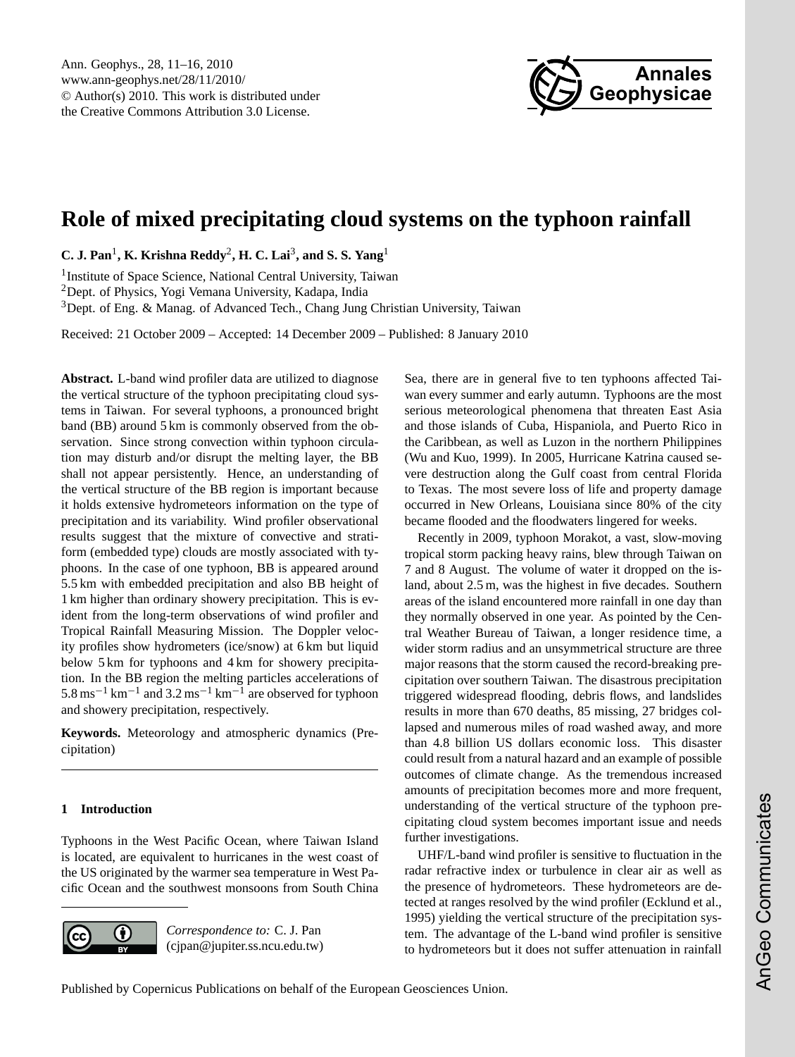# Role of mixed precipitating cloud systems on the typhoon rainfall

**C. J. Pan**[1], **K. Krishna Reddy**[2], **H. C. Lai**[3], **and S. S. Yang**[1]

[1]Institute of Space Science, National Central University, Taiwan

[2]Dept. of Physics, Yogi Vemana University, Kadapa, India

[3]Dept. of Eng. & Manag. of Advanced Tech., Chang Jung Christian University, Taiwan

Received: 21 October 2009 – Accepted: 14 December 2009 – Published: 8 January 2010

**Abstract.** L-band wind profiler data are utilized to diagnose the vertical structure of the typhoon precipitating cloud systems in Taiwan. For several typhoons, a pronounced bright band (BB) around 5 km is commonly observed from the observation. Since strong convection within typhoon circulation may disturb and/or disrupt the melting layer, the BB shall not appear persistently. Hence, an understanding of the vertical structure of the BB region is important because it holds extensive hydrometeors information on the type of precipitation and its variability. Wind profiler observational results suggest that the mixture of convective and stratiform (embedded type) clouds are mostly associated with typhoons. In the case of one typhoon, BB is appeared around 5.5 km with embedded precipitation and also BB height of 1 km higher than ordinary showery precipitation. This is evident from the long-term observations of wind profiler and Tropical Rainfall Measuring Mission. The Doppler velocity profiles show hydrometers (ice/snow) at 6 km but liquid below 5 km for typhoons and 4 km for showery precipitation. In the BB region the melting particles accelerations of $5.8\,\mathrm{ms^{-1}\,km^{-1}}$ and $3.2\,\mathrm{ms^{-1}\,km^{-1}}$ are observed for typhoon and showery precipitation, respectively.

**Keywords.** Meteorology and atmospheric dynamics (Precipitation)

## 1 Introduction

Typhoons in the West Pacific Ocean, where Taiwan Island is located, are equivalent to hurricanes in the west coast of the US originated by the warmer sea temperature in West Pacific Ocean and the southwest monsoons from South China Sea, there are in general five to ten typhoons affected Taiwan every summer and early autumn. Typhoons are the most serious meteorological phenomena that threaten East Asia and those islands of Cuba, Hispaniola, and Puerto Rico in the Caribbean, as well as Luzon in the northern Philippines (Wu and Kuo, 1999). In 2005, Hurricane Katrina caused severe destruction along the Gulf coast from central Florida to Texas. The most severe loss of life and property damage occurred in New Orleans, Louisiana since 80% of the city became flooded and the floodwaters lingered for weeks.

Recently in 2009, typhoon Morakot, a vast, slow-moving tropical storm packing heavy rains, blew through Taiwan on 7 and 8 August. The volume of water it dropped on the island, about 2.5 m, was the highest in five decades. Southern areas of the island encountered more rainfall in one day than they normally observed in one year. As pointed by the Central Weather Bureau of Taiwan, a longer residence time, a wider storm radius and an unsymmetrical structure are three major reasons that the storm caused the record-breaking precipitation over southern Taiwan. The disastrous precipitation triggered widespread flooding, debris flows, and landslides results in more than 670 deaths, 85 missing, 27 bridges collapsed and numerous miles of road washed away, and more than 4.8 billion US dollars economic loss. This disaster could result from a natural hazard and an example of possible outcomes of climate change. As the tremendous increased amounts of precipitation becomes more and more frequent, understanding of the vertical structure of the typhoon precipitating cloud system becomes important issue and needs further investigations.

UHF/L-band wind profiler is sensitive to fluctuation in the radar refractive index or turbulence in clear air as well as the presence of hydrometeors. These hydrometeors are detected at ranges resolved by the wind profiler (Ecklund et al., 1995) yielding the vertical structure of the precipitation system. The advantage of the L-band wind profiler is sensitive to hydrometeors but it does not suffer attenuation in rainfall

*Correspondence to:* C. J. Pan
(cjpan@jupiter.ss.ncu.edu.tw)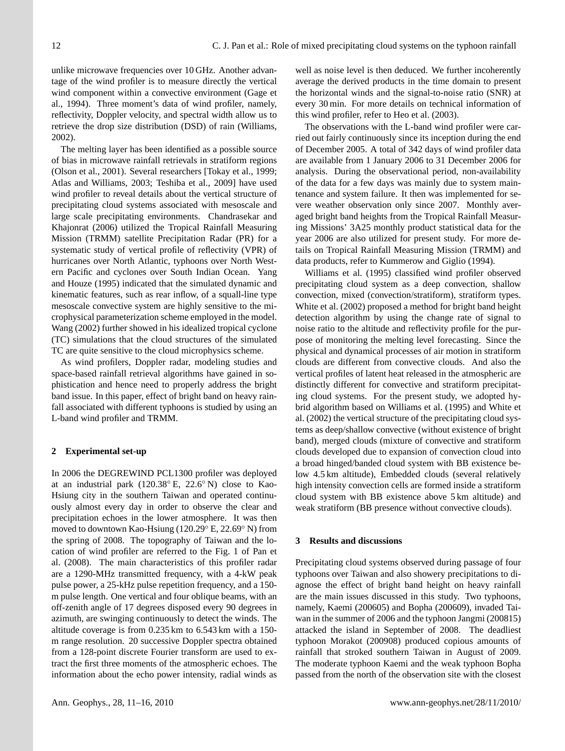unlike microwave frequencies over 10 GHz. Another advantage of the wind profiler is to measure directly the vertical wind component within a convective environment (Gage et al., 1994). Three moment's data of wind profiler, namely, reflectivity, Doppler velocity, and spectral width allow us to retrieve the drop size distribution (DSD) of rain (Williams, 2002).

The melting layer has been identified as a possible source of bias in microwave rainfall retrievals in stratiform regions (Olson et al., 2001). Several researchers [Tokay et al., 1999; Atlas and Williams, 2003; Teshiba et al., 2009] have used wind profiler to reveal details about the vertical structure of precipitating cloud systems associated with mesoscale and large scale precipitating environments. Chandrasekar and Khajonrat (2006) utilized the Tropical Rainfall Measuring Mission (TRMM) satellite Precipitation Radar (PR) for a systematic study of vertical profile of reflectivity (VPR) of hurricanes over North Atlantic, typhoons over North Western Pacific and cyclones over South Indian Ocean. Yang and Houze (1995) indicated that the simulated dynamic and kinematic features, such as rear inflow, of a squall-line type mesoscale convective system are highly sensitive to the microphysical parameterization scheme employed in the model. Wang (2002) further showed in his idealized tropical cyclone (TC) simulations that the cloud structures of the simulated TC are quite sensitive to the cloud microphysics scheme.

As wind profilers, Doppler radar, modeling studies and space-based rainfall retrieval algorithms have gained in sophistication and hence need to properly address the bright band issue. In this paper, effect of bright band on heavy rainfall associated with different typhoons is studied by using an L-band wind profiler and TRMM.

## 2 Experimental set-up

In 2006 the DEGREWIND PCL1300 profiler was deployed at an industrial park (120.38° E, 22.6° N) close to Kao-Hsiung city in the southern Taiwan and operated continuously almost every day in order to observe the clear and precipitation echoes in the lower atmosphere. It was then moved to downtown Kao-Hsiung (120.29° E, 22.69° N) from the spring of 2008. The topography of Taiwan and the location of wind profiler are referred to the Fig. 1 of Pan et al. (2008). The main characteristics of this profiler radar are a 1290-MHz transmitted frequency, with a 4-kW peak pulse power, a 25-kHz pulse repetition frequency, and a 150-m pulse length. One vertical and four oblique beams, with an off-zenith angle of 17 degrees disposed every 90 degrees in azimuth, are swinging continuously to detect the winds. The altitude coverage is from 0.235 km to 6.543 km with a 150-m range resolution. 20 successive Doppler spectra obtained from a 128-point discrete Fourier transform are used to extract the first three moments of the atmospheric echoes. The information about the echo power intensity, radial winds as well as noise level is then deduced. We further incoherently average the derived products in the time domain to present the horizontal winds and the signal-to-noise ratio (SNR) at every 30 min. For more details on technical information of this wind profiler, refer to Heo et al. (2003).

The observations with the L-band wind profiler were carried out fairly continuously since its inception during the end of December 2005. A total of 342 days of wind profiler data are available from 1 January 2006 to 31 December 2006 for analysis. During the observational period, non-availability of the data for a few days was mainly due to system maintenance and system failure. It then was implemented for severe weather observation only since 2007. Monthly averaged bright band heights from the Tropical Rainfall Measuring Missions' 3A25 monthly product statistical data for the year 2006 are also utilized for present study. For more details on Tropical Rainfall Measuring Mission (TRMM) and data products, refer to Kummerow and Giglio (1994).

Williams et al. (1995) classified wind profiler observed precipitating cloud system as a deep convection, shallow convection, mixed (convection/stratiform), stratiform types. White et al. (2002) proposed a method for bright band height detection algorithm by using the change rate of signal to noise ratio to the altitude and reflectivity profile for the purpose of monitoring the melting level forecasting. Since the physical and dynamical processes of air motion in stratiform clouds are different from convective clouds. And also the vertical profiles of latent heat released in the atmospheric are distinctly different for convective and stratiform precipitating cloud systems. For the present study, we adopted hybrid algorithm based on Williams et al. (1995) and White et al. (2002) the vertical structure of the precipitating cloud systems as deep/shallow convective (without existence of bright band), merged clouds (mixture of convective and stratiform clouds developed due to expansion of convection cloud into a broad hinged/banded cloud system with BB existence below 4.5 km altitude), Embedded clouds (several relatively high intensity convection cells are formed inside a stratiform cloud system with BB existence above 5 km altitude) and weak stratiform (BB presence without convective clouds).

## 3 Results and discussions

Precipitating cloud systems observed during passage of four typhoons over Taiwan and also showery precipitations to diagnose the effect of bright band height on heavy rainfall are the main issues discussed in this study. Two typhoons, namely, Kaemi (200605) and Bopha (200609), invaded Taiwan in the summer of 2006 and the typhoon Jangmi (200815) attacked the island in September of 2008. The deadliest typhoon Morakot (200908) produced copious amounts of rainfall that stroked southern Taiwan in August of 2009. The moderate typhoon Kaemi and the weak typhoon Bopha passed from the north of the observation site with the closest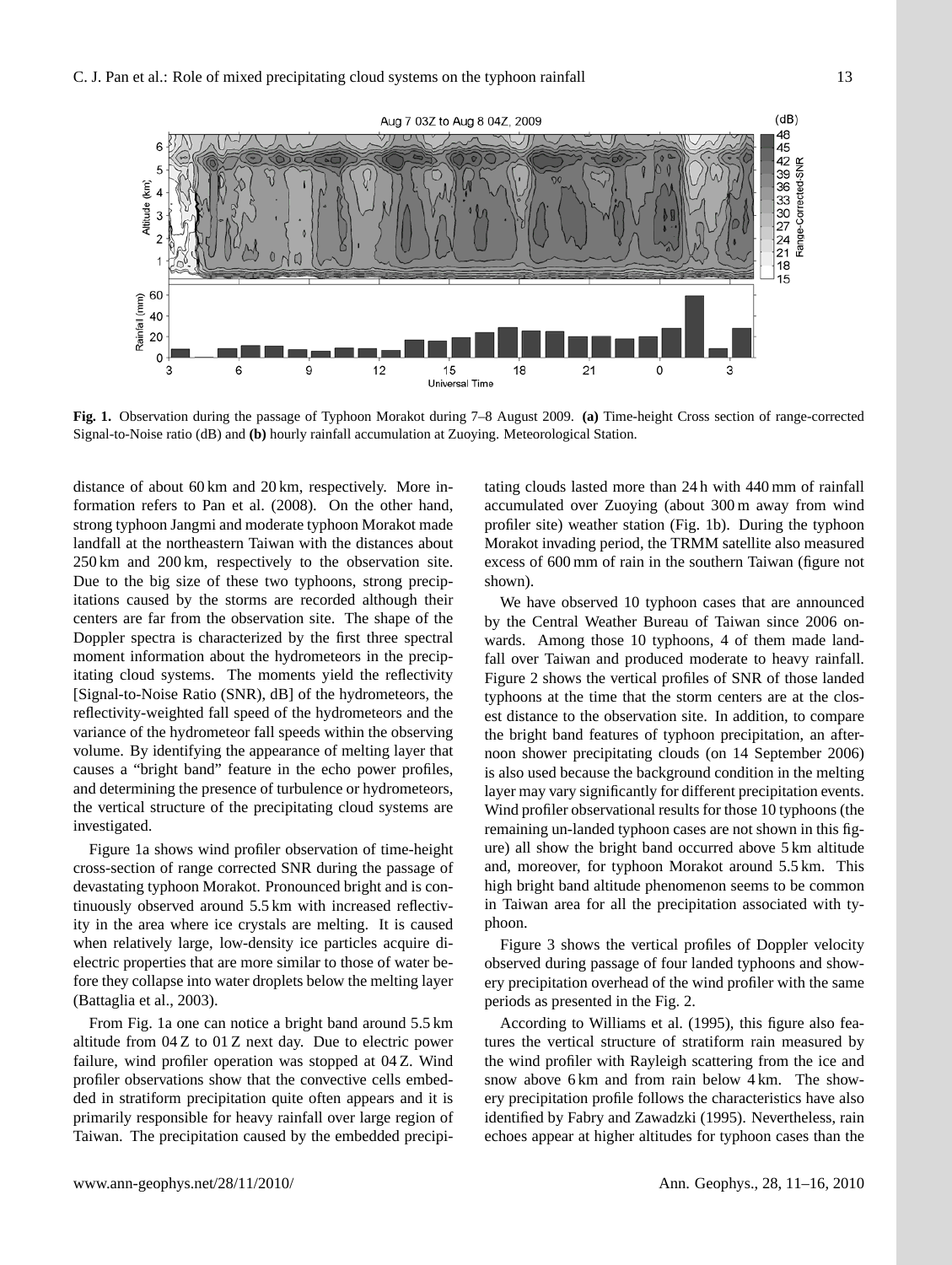**Fig. 1.** Observation during the passage of Typhoon Morakot during 7–8 August 2009. **(a)** Time-height Cross section of range-corrected Signal-to-Noise ratio (dB) and **(b)** hourly rainfall accumulation at Zuoying. Meteorological Station.

distance of about 60 km and 20 km, respectively. More information refers to Pan et al. (2008). On the other hand, strong typhoon Jangmi and moderate typhoon Morakot made landfall at the northeastern Taiwan with the distances about 250 km and 200 km, respectively to the observation site. Due to the big size of these two typhoons, strong precipitations caused by the storms are recorded although their centers are far from the observation site. The shape of the Doppler spectra is characterized by the first three spectral moment information about the hydrometeors in the precipitating cloud systems. The moments yield the reflectivity [Signal-to-Noise Ratio (SNR), dB] of the hydrometeors, the reflectivity-weighted fall speed of the hydrometeors and the variance of the hydrometeor fall speeds within the observing volume. By identifying the appearance of melting layer that causes a "bright band" feature in the echo power profiles, and determining the presence of turbulence or hydrometeors, the vertical structure of the precipitating cloud systems are investigated.

Figure 1a shows wind profiler observation of time-height cross-section of range corrected SNR during the passage of devastating typhoon Morakot. Pronounced bright and is continuously observed around 5.5 km with increased reflectivity in the area where ice crystals are melting. It is caused when relatively large, low-density ice particles acquire dielectric properties that are more similar to those of water before they collapse into water droplets below the melting layer (Battaglia et al., 2003).

From Fig. 1a one can notice a bright band around 5.5 km altitude from 04 Z to 01 Z next day. Due to electric power failure, wind profiler operation was stopped at 04 Z. Wind profiler observations show that the convective cells embedded in stratiform precipitation quite often appears and it is primarily responsible for heavy rainfall over large region of Taiwan. The precipitation caused by the embedded precipitating clouds lasted more than 24 h with 440 mm of rainfall accumulated over Zuoying (about 300 m away from wind profiler site) weather station (Fig. 1b). During the typhoon Morakot invading period, the TRMM satellite also measured excess of 600 mm of rain in the southern Taiwan (figure not shown).

We have observed 10 typhoon cases that are announced by the Central Weather Bureau of Taiwan since 2006 onwards. Among those 10 typhoons, 4 of them made landfall over Taiwan and produced moderate to heavy rainfall. Figure 2 shows the vertical profiles of SNR of those landed typhoons at the time that the storm centers are at the closest distance to the observation site. In addition, to compare the bright band features of typhoon precipitation, an afternoon shower precipitating clouds (on 14 September 2006) is also used because the background condition in the melting layer may vary significantly for different precipitation events. Wind profiler observational results for those 10 typhoons (the remaining un-landed typhoon cases are not shown in this figure) all show the bright band occurred above 5 km altitude and, moreover, for typhoon Morakot around 5.5 km. This high bright band altitude phenomenon seems to be common in Taiwan area for all the precipitation associated with typhoon.

Figure 3 shows the vertical profiles of Doppler velocity observed during passage of four landed typhoons and showery precipitation overhead of the wind profiler with the same periods as presented in the Fig. 2.

According to Williams et al. (1995), this figure also features the vertical structure of stratiform rain measured by the wind profiler with Rayleigh scattering from the ice and snow above 6 km and from rain below 4 km. The showery precipitation profile follows the characteristics have also identified by Fabry and Zawadzki (1995). Nevertheless, rain echoes appear at higher altitudes for typhoon cases than the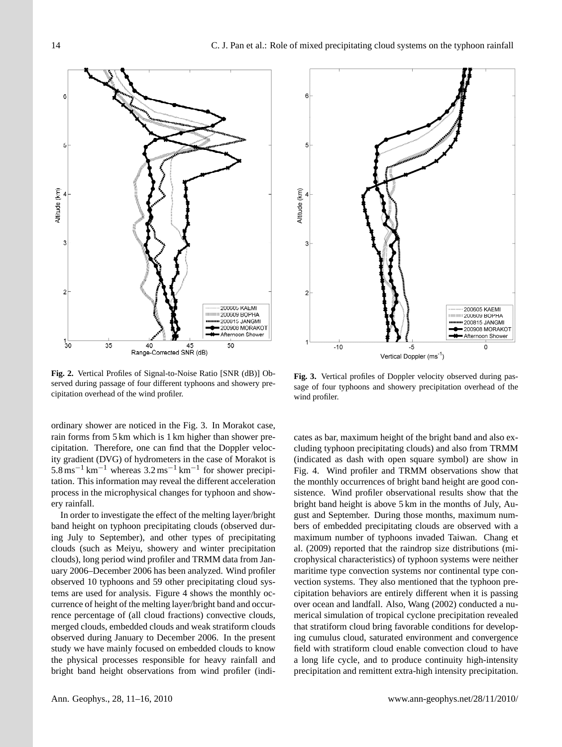**Fig. 2.** Vertical Profiles of Signal-to-Noise Ratio [SNR (dB)] Observed during passage of four different typhoons and showery precipitation overhead of the wind profiler.

**Fig. 3.** Vertical profiles of Doppler velocity observed during passage of four typhoons and showery precipitation overhead of the wind profiler.

ordinary shower are noticed in the Fig. 3. In Morakot case, rain forms from 5 km which is 1 km higher than shower precipitation. Therefore, one can find that the Doppler velocity gradient (DVG) of hydrometers in the case of Morakot is $5.8\,\mathrm{m\,s^{-1}\,km^{-1}}$ whereas $3.2\,\mathrm{m\,s^{-1}\,km^{-1}}$ for shower precipitation. This information may reveal the different acceleration process in the microphysical changes for typhoon and showery rainfall.

In order to investigate the effect of the melting layer/bright band height on typhoon precipitating clouds (observed during July to September), and other types of precipitating clouds (such as Meiyu, showery and winter precipitation clouds), long period wind profiler and TRMM data from January 2006–December 2006 has been analyzed. Wind profiler observed 10 typhoons and 59 other precipitating cloud systems are used for analysis. Figure 4 shows the monthly occurrence of height of the melting layer/bright band and occurrence percentage of (all cloud fractions) convective clouds, merged clouds, embedded clouds and weak stratiform clouds observed during January to December 2006. In the present study we have mainly focused on embedded clouds to know the physical processes responsible for heavy rainfall and bright band height observations from wind profiler (indicates as bar, maximum height of the bright band and also excluding typhoon precipitating clouds) and also from TRMM (indicated as dash with open square symbol) are show in Fig. 4. Wind profiler and TRMM observations show that the monthly occurrences of bright band height are good consistence. Wind profiler observational results show that the bright band height is above 5 km in the months of July, August and September. During those months, maximum numbers of embedded precipitating clouds are observed with a maximum number of typhoons invaded Taiwan. Chang et al. (2009) reported that the raindrop size distributions (microphysical characteristics) of typhoon systems were neither maritime type convection systems nor continental type convection systems. They also mentioned that the typhoon precipitation behaviors are entirely different when it is passing over ocean and landfall. Also, Wang (2002) conducted a numerical simulation of tropical cyclone precipitation revealed that stratiform cloud bring favorable conditions for developing cumulus cloud, saturated environment and convergence field with stratiform cloud enable convection cloud to have a long life cycle, and to produce continuity high-intensity precipitation and remittent extra-high intensity precipitation.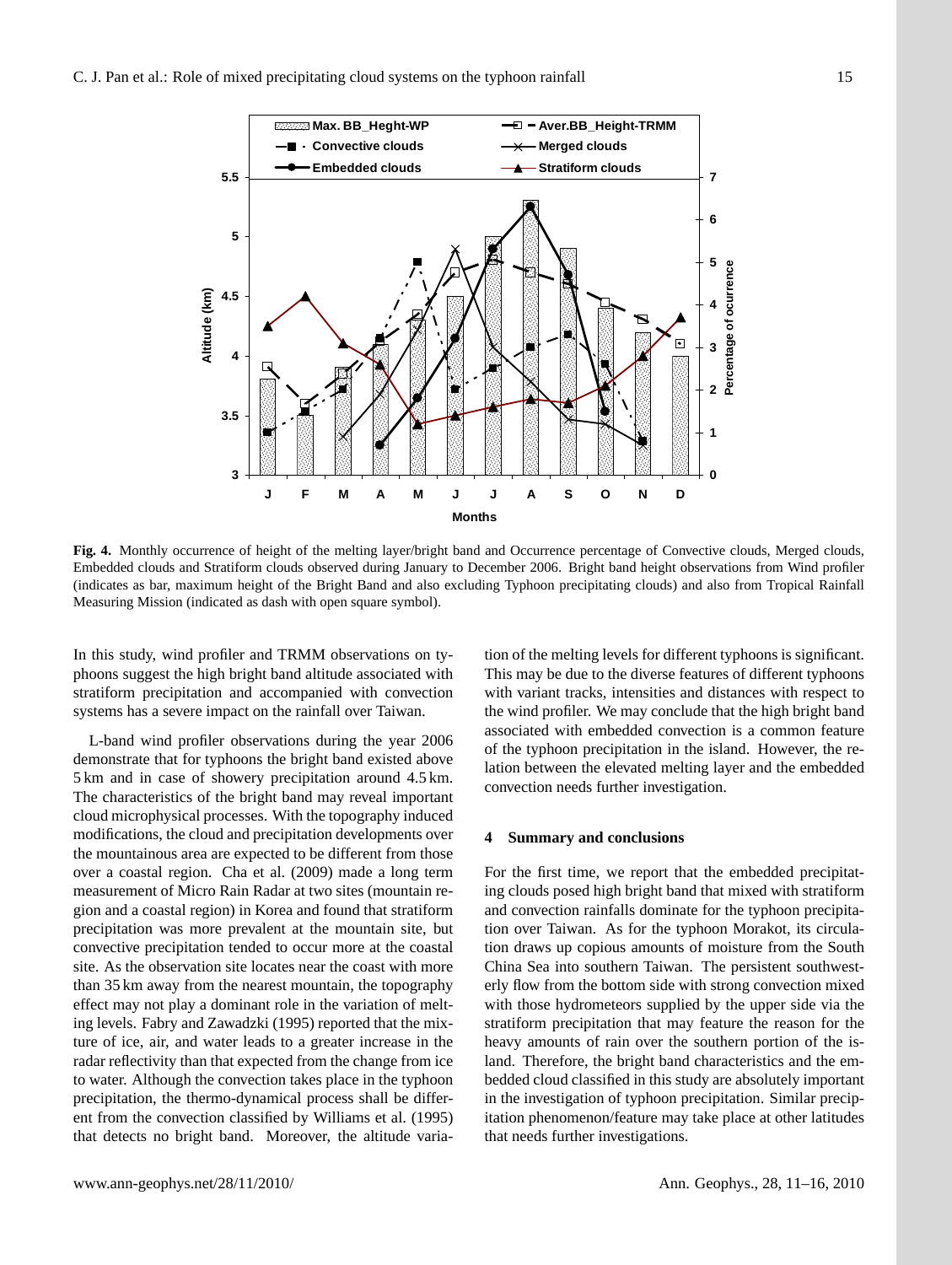**Fig. 4.** Monthly occurrence of height of the melting layer/bright band and Occurrence percentage of Convective clouds, Merged clouds, Embedded clouds and Stratiform clouds observed during January to December 2006. Bright band height observations from Wind profiler (indicates as bar, maximum height of the Bright Band and also excluding Typhoon precipitating clouds) and also from Tropical Rainfall Measuring Mission (indicated as dash with open square symbol).

In this study, wind profiler and TRMM observations on typhoons suggest the high bright band altitude associated with stratiform precipitation and accompanied with convection systems has a severe impact on the rainfall over Taiwan.

L-band wind profiler observations during the year 2006 demonstrate that for typhoons the bright band existed above 5 km and in case of showery precipitation around 4.5 km. The characteristics of the bright band may reveal important cloud microphysical processes. With the topography induced modifications, the cloud and precipitation developments over the mountainous area are expected to be different from those over a coastal region. Cha et al. (2009) made a long term measurement of Micro Rain Radar at two sites (mountain region and a coastal region) in Korea and found that stratiform precipitation was more prevalent at the mountain site, but convective precipitation tended to occur more at the coastal site. As the observation site locates near the coast with more than 35 km away from the nearest mountain, the topography effect may not play a dominant role in the variation of melting levels. Fabry and Zawadzki (1995) reported that the mixture of ice, air, and water leads to a greater increase in the radar reflectivity than that expected from the change from ice to water. Although the convection takes place in the typhoon precipitation, the thermo-dynamical process shall be different from the convection classified by Williams et al. (1995) that detects no bright band. Moreover, the altitude variation of the melting levels for different typhoons is significant. This may be due to the diverse features of different typhoons with variant tracks, intensities and distances with respect to the wind profiler. We may conclude that the high bright band associated with embedded convection is a common feature of the typhoon precipitation in the island. However, the relation between the elevated melting layer and the embedded convection needs further investigation.

## 4 Summary and conclusions

For the first time, we report that the embedded precipitating clouds posed high bright band that mixed with stratiform and convection rainfalls dominate for the typhoon precipitation over Taiwan. As for the typhoon Morakot, its circulation draws up copious amounts of moisture from the South China Sea into southern Taiwan. The persistent southwesterly flow from the bottom side with strong convection mixed with those hydrometeors supplied by the upper side via the stratiform precipitation that may feature the reason for the heavy amounts of rain over the southern portion of the island. Therefore, the bright band characteristics and the embedded cloud classified in this study are absolutely important in the investigation of typhoon precipitation. Similar precipitation phenomenon/feature may take place at other latitudes that needs further investigations.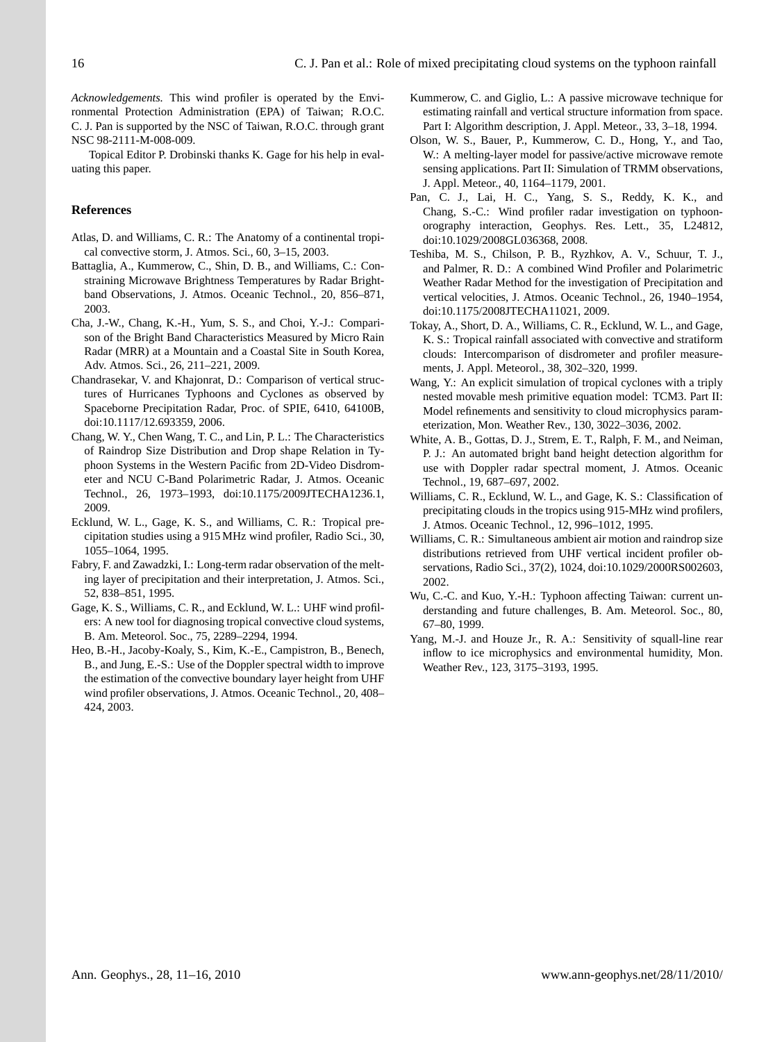*Acknowledgements.* This wind profiler is operated by the Environmental Protection Administration (EPA) of Taiwan; R.O.C. C. J. Pan is supported by the NSC of Taiwan, R.O.C. through grant NSC 98-2111-M-008-009.

Topical Editor P. Drobinski thanks K. Gage for his help in evaluating this paper.

## References

Atlas, D. and Williams, C. R.: The Anatomy of a continental tropical convective storm, J. Atmos. Sci., 60, 3–15, 2003.

Battaglia, A., Kummerow, C., Shin, D. B., and Williams, C.: Constraining Microwave Brightness Temperatures by Radar Brightband Observations, J. Atmos. Oceanic Technol., 20, 856–871, 2003.

Cha, J.-W., Chang, K.-H., Yum, S. S., and Choi, Y.-J.: Comparison of the Bright Band Characteristics Measured by Micro Rain Radar (MRR) at a Mountain and a Coastal Site in South Korea, Adv. Atmos. Sci., 26, 211–221, 2009.

Chandrasekar, V. and Khajonrat, D.: Comparison of vertical structures of Hurricanes Typhoons and Cyclones as observed by Spaceborne Precipitation Radar, Proc. of SPIE, 6410, 64100B, doi:10.1117/12.693359, 2006.

Chang, W. Y., Chen Wang, T. C., and Lin, P. L.: The Characteristics of Raindrop Size Distribution and Drop shape Relation in Typhoon Systems in the Western Pacific from 2D-Video Disdrometer and NCU C-Band Polarimetric Radar, J. Atmos. Oceanic Technol., 26, 1973–1993, doi:10.1175/2009JTECHA1236.1, 2009.

Ecklund, W. L., Gage, K. S., and Williams, C. R.: Tropical precipitation studies using a 915 MHz wind profiler, Radio Sci., 30, 1055–1064, 1995.

Fabry, F. and Zawadzki, I.: Long-term radar observation of the melting layer of precipitation and their interpretation, J. Atmos. Sci., 52, 838–851, 1995.

Gage, K. S., Williams, C. R., and Ecklund, W. L.: UHF wind profilers: A new tool for diagnosing tropical convective cloud systems, B. Am. Meteorol. Soc., 75, 2289–2294, 1994.

Heo, B.-H., Jacoby-Koaly, S., Kim, K.-E., Campistron, B., Benech, B., and Jung, E.-S.: Use of the Doppler spectral width to improve the estimation of the convective boundary layer height from UHF wind profiler observations, J. Atmos. Oceanic Technol., 20, 408–424, 2003.

Kummerow, C. and Giglio, L.: A passive microwave technique for estimating rainfall and vertical structure information from space. Part I: Algorithm description, J. Appl. Meteor., 33, 3–18, 1994.

Olson, W. S., Bauer, P., Kummerow, C. D., Hong, Y., and Tao, W.: A melting-layer model for passive/active microwave remote sensing applications. Part II: Simulation of TRMM observations, J. Appl. Meteor., 40, 1164–1179, 2001.

Pan, C. J., Lai, H. C., Yang, S. S., Reddy, K. K., and Chang, S.-C.: Wind profiler radar investigation on typhoon-orography interaction, Geophys. Res. Lett., 35, L24812, doi:10.1029/2008GL036368, 2008.

Teshiba, M. S., Chilson, P. B., Ryzhkov, A. V., Schuur, T. J., and Palmer, R. D.: A combined Wind Profiler and Polarimetric Weather Radar Method for the investigation of Precipitation and vertical velocities, J. Atmos. Oceanic Technol., 26, 1940–1954, doi:10.1175/2008JTECHA11021, 2009.

Tokay, A., Short, D. A., Williams, C. R., Ecklund, W. L., and Gage, K. S.: Tropical rainfall associated with convective and stratiform clouds: Intercomparison of disdrometer and profiler measurements, J. Appl. Meteorol., 38, 302–320, 1999.

Wang, Y.: An explicit simulation of tropical cyclones with a triply nested movable mesh primitive equation model: TCM3. Part II: Model refinements and sensitivity to cloud microphysics parameterization, Mon. Weather Rev., 130, 3022–3036, 2002.

White, A. B., Gottas, D. J., Strem, E. T., Ralph, F. M., and Neiman, P. J.: An automated bright band height detection algorithm for use with Doppler radar spectral moment, J. Atmos. Oceanic Technol., 19, 687–697, 2002.

Williams, C. R., Ecklund, W. L., and Gage, K. S.: Classification of precipitating clouds in the tropics using 915-MHz wind profilers, J. Atmos. Oceanic Technol., 12, 996–1012, 1995.

Williams, C. R.: Simultaneous ambient air motion and raindrop size distributions retrieved from UHF vertical incident profiler observations, Radio Sci., 37(2), 1024, doi:10.1029/2000RS002603, 2002.

Wu, C.-C. and Kuo, Y.-H.: Typhoon affecting Taiwan: current understanding and future challenges, B. Am. Meteorol. Soc., 80, 67–80, 1999.

Yang, M.-J. and Houze Jr., R. A.: Sensitivity of squall-line rear inflow to ice microphysics and environmental humidity, Mon. Weather Rev., 123, 3175–3193, 1995.